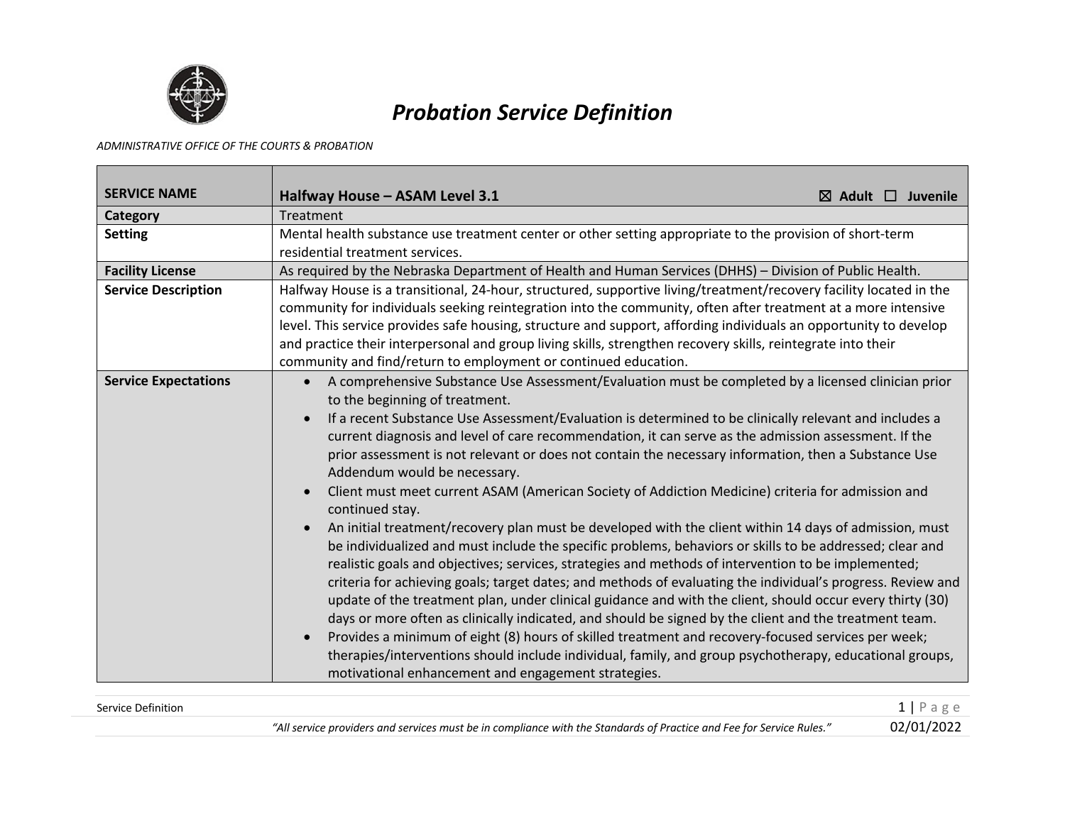# Probation Service Definition

*ADMINISTRATIVE OFFICE OF THE COURTS & PROBATION*

| **SERVICE NAME** | **Halfway House – ASAM Level 3.1** ☒ **Adult** ☐ **Juvenile** |
|---|---|
| **Category** | Treatment |
| **Setting** | Mental health substance use treatment center or other setting appropriate to the provision of short-term residential treatment services. |
| **Facility License** | As required by the Nebraska Department of Health and Human Services (DHHS) – Division of Public Health. |
| **Service Description** | Halfway House is a transitional, 24-hour, structured, supportive living/treatment/recovery facility located in the community for individuals seeking reintegration into the community, often after treatment at a more intensive level. This service provides safe housing, structure and support, affording individuals an opportunity to develop and practice their interpersonal and group living skills, strengthen recovery skills, reintegrate into their community and find/return to employment or continued education. |
| **Service Expectations** | • A comprehensive Substance Use Assessment/Evaluation must be completed by a licensed clinician prior to the beginning of treatment.<br>• If a recent Substance Use Assessment/Evaluation is determined to be clinically relevant and includes a current diagnosis and level of care recommendation, it can serve as the admission assessment. If the prior assessment is not relevant or does not contain the necessary information, then a Substance Use Addendum would be necessary.<br>• Client must meet current ASAM (American Society of Addiction Medicine) criteria for admission and continued stay.<br>• An initial treatment/recovery plan must be developed with the client within 14 days of admission, must be individualized and must include the specific problems, behaviors or skills to be addressed; clear and realistic goals and objectives; services, strategies and methods of intervention to be implemented; criteria for achieving goals; target dates; and methods of evaluating the individual's progress. Review and update of the treatment plan, under clinical guidance and with the client, should occur every thirty (30) days or more often as clinically indicated, and should be signed by the client and the treatment team.<br>• Provides a minimum of eight (8) hours of skilled treatment and recovery-focused services per week; therapies/interventions should include individual, family, and group psychotherapy, educational groups, motivational enhancement and engagement strategies. |

*"All service providers and services must be in compliance with the Standards of Practice and Fee for Service Rules."* 02/01/2022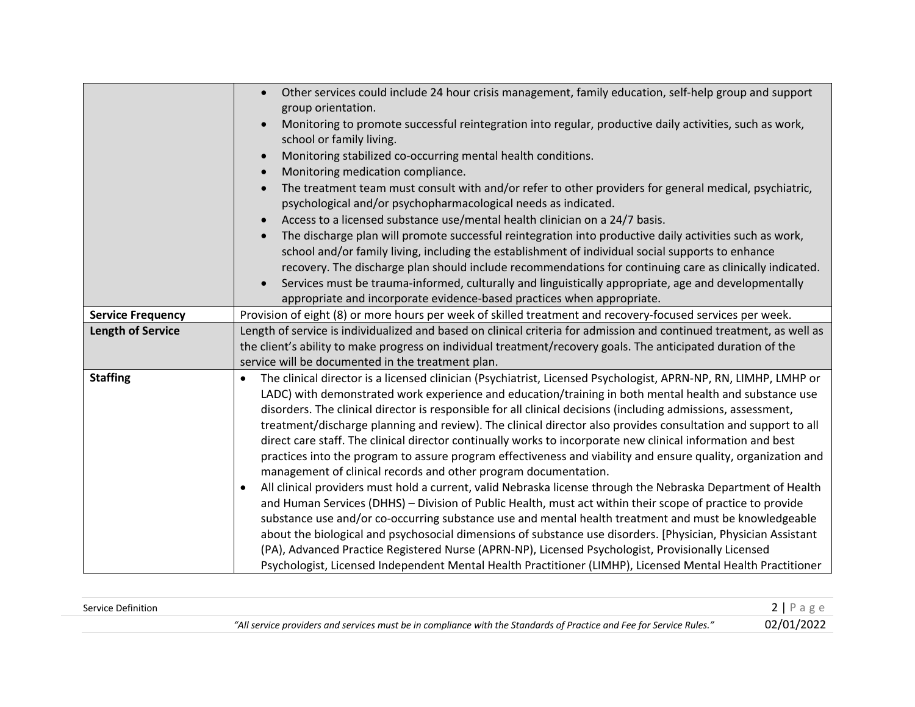| | |
|---|---|
| | • Other services could include 24 hour crisis management, family education, self-help group and support group orientation.<br>• Monitoring to promote successful reintegration into regular, productive daily activities, such as work, school or family living.<br>• Monitoring stabilized co-occurring mental health conditions.<br>• Monitoring medication compliance.<br>• The treatment team must consult with and/or refer to other providers for general medical, psychiatric, psychological and/or psychopharmacological needs as indicated.<br>• Access to a licensed substance use/mental health clinician on a 24/7 basis.<br>• The discharge plan will promote successful reintegration into productive daily activities such as work, school and/or family living, including the establishment of individual social supports to enhance recovery. The discharge plan should include recommendations for continuing care as clinically indicated.<br>• Services must be trauma-informed, culturally and linguistically appropriate, age and developmentally appropriate and incorporate evidence-based practices when appropriate. |
| **Service Frequency** | Provision of eight (8) or more hours per week of skilled treatment and recovery-focused services per week. |
| **Length of Service** | Length of service is individualized and based on clinical criteria for admission and continued treatment, as well as the client's ability to make progress on individual treatment/recovery goals. The anticipated duration of the service will be documented in the treatment plan. |
| **Staffing** | • The clinical director is a licensed clinician (Psychiatrist, Licensed Psychologist, APRN-NP, RN, LIMHP, LMHP or LADC) with demonstrated work experience and education/training in both mental health and substance use disorders. The clinical director is responsible for all clinical decisions (including admissions, assessment, treatment/discharge planning and review). The clinical director also provides consultation and support to all direct care staff. The clinical director continually works to incorporate new clinical information and best practices into the program to assure program effectiveness and viability and ensure quality, organization and management of clinical records and other program documentation.<br>• All clinical providers must hold a current, valid Nebraska license through the Nebraska Department of Health and Human Services (DHHS) – Division of Public Health, must act within their scope of practice to provide substance use and/or co-occurring substance use and mental health treatment and must be knowledgeable about the biological and psychosocial dimensions of substance use disorders. [Physician, Physician Assistant (PA), Advanced Practice Registered Nurse (APRN-NP), Licensed Psychologist, Provisionally Licensed Psychologist, Licensed Independent Mental Health Practitioner (LIMHP), Licensed Mental Health Practitioner |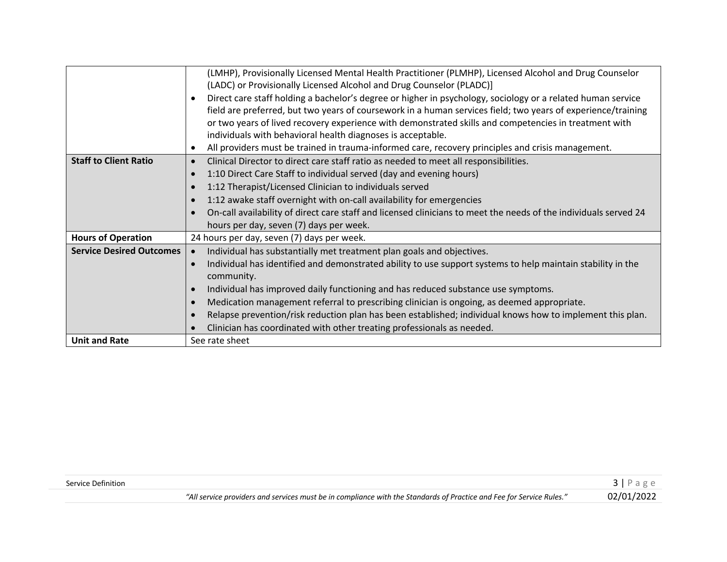| | |
|---|---|
| | (LMHP), Provisionally Licensed Mental Health Practitioner (PLMHP), Licensed Alcohol and Drug Counselor (LADC) or Provisionally Licensed Alcohol and Drug Counselor (PLADC)]<br>• Direct care staff holding a bachelor's degree or higher in psychology, sociology or a related human service field are preferred, but two years of coursework in a human services field; two years of experience/training or two years of lived recovery experience with demonstrated skills and competencies in treatment with individuals with behavioral health diagnoses is acceptable.<br>• All providers must be trained in trauma-informed care, recovery principles and crisis management. |
| **Staff to Client Ratio** | • Clinical Director to direct care staff ratio as needed to meet all responsibilities.<br>• 1:10 Direct Care Staff to individual served (day and evening hours)<br>• 1:12 Therapist/Licensed Clinician to individuals served<br>• 1:12 awake staff overnight with on-call availability for emergencies<br>• On-call availability of direct care staff and licensed clinicians to meet the needs of the individuals served 24 hours per day, seven (7) days per week. |
| **Hours of Operation** | 24 hours per day, seven (7) days per week. |
| **Service Desired Outcomes** | • Individual has substantially met treatment plan goals and objectives.<br>• Individual has identified and demonstrated ability to use support systems to help maintain stability in the community.<br>• Individual has improved daily functioning and has reduced substance use symptoms.<br>• Medication management referral to prescribing clinician is ongoing, as deemed appropriate.<br>• Relapse prevention/risk reduction plan has been established; individual knows how to implement this plan.<br>• Clinician has coordinated with other treating professionals as needed. |
| **Unit and Rate** | See rate sheet |